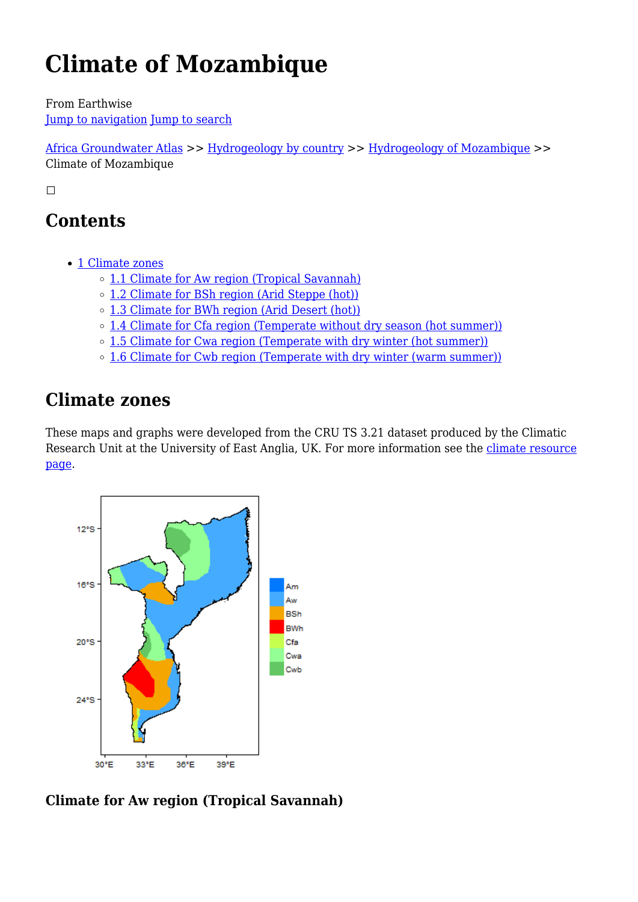# Climate of Mozambique

From Earthwise
Jump to navigation Jump to search

Africa Groundwater Atlas >> Hydrogeology by country >> Hydrogeology of Mozambique >> Climate of Mozambique

## Contents

- 1 Climate zones
  - 1.1 Climate for Aw region (Tropical Savannah)
  - 1.2 Climate for BSh region (Arid Steppe (hot))
  - 1.3 Climate for BWh region (Arid Desert (hot))
  - 1.4 Climate for Cfa region (Temperate without dry season (hot summer))
  - 1.5 Climate for Cwa region (Temperate with dry winter (hot summer))
  - 1.6 Climate for Cwb region (Temperate with dry winter (warm summer))

## Climate zones

These maps and graphs were developed from the CRU TS 3.21 dataset produced by the Climatic Research Unit at the University of East Anglia, UK. For more information see the climate resource page.

### Climate for Aw region (Tropical Savannah)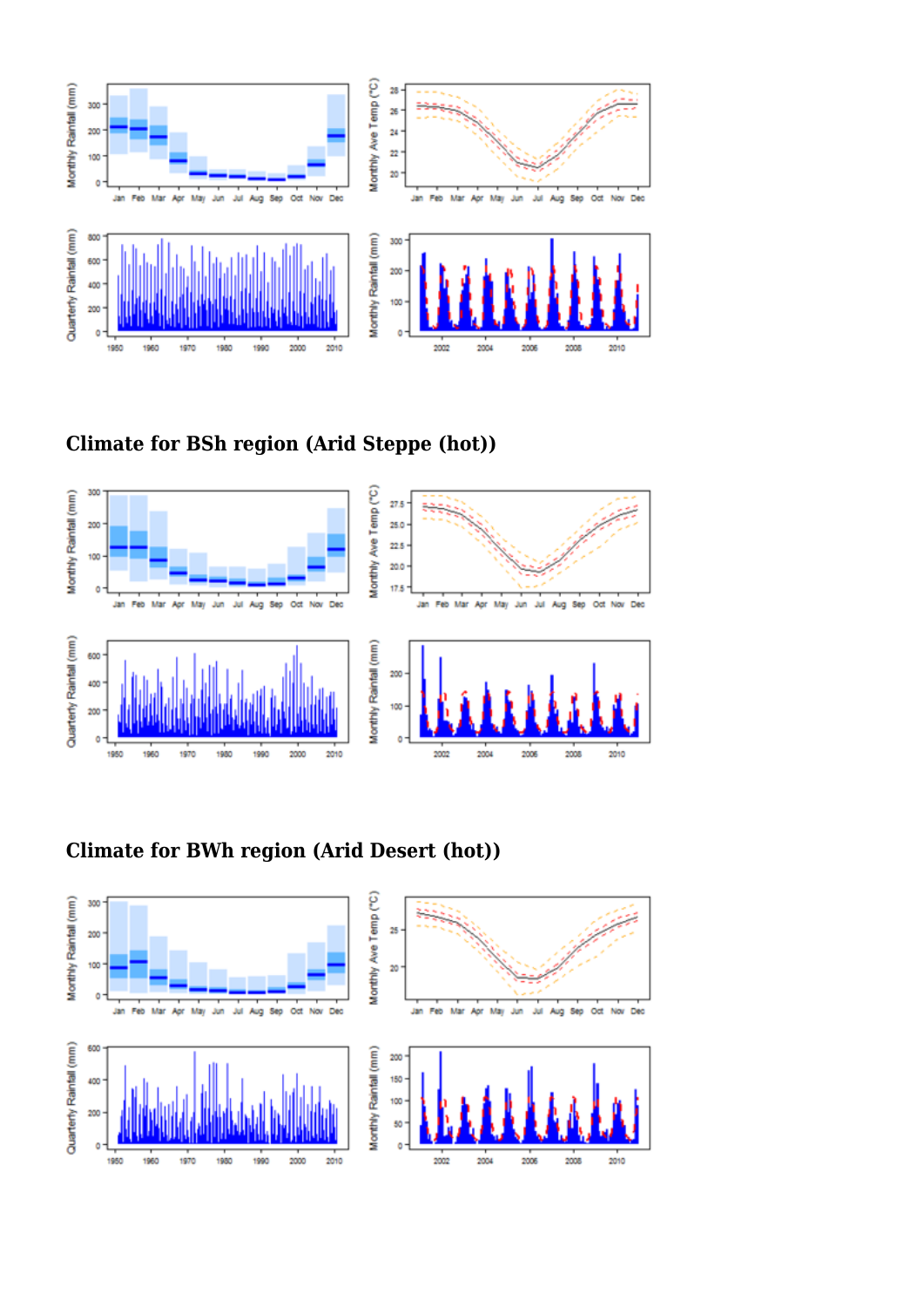## Climate for BSh region (Arid Steppe (hot))

## Climate for BWh region (Arid Desert (hot))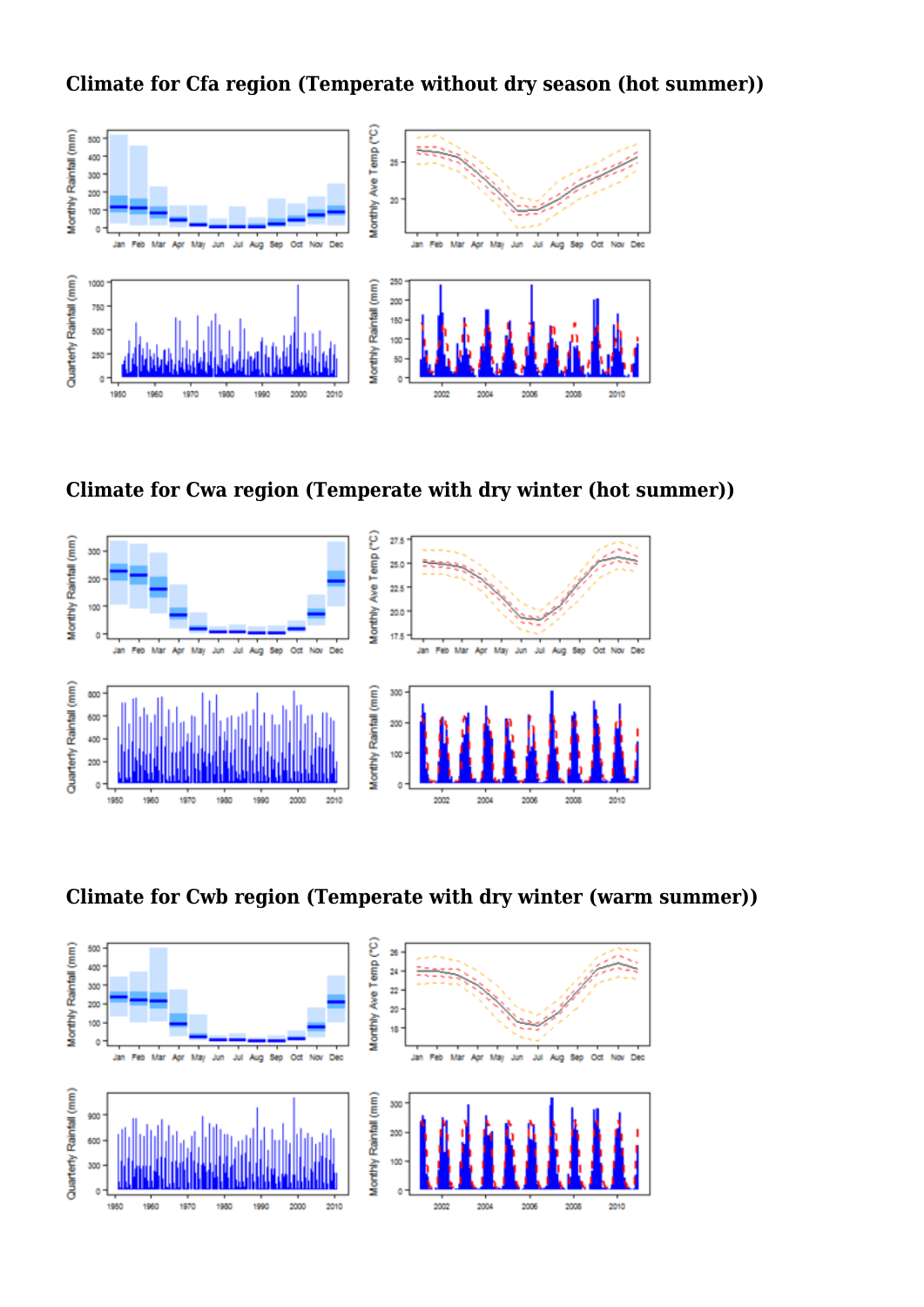## Climate for Cfa region (Temperate without dry season (hot summer))

## Climate for Cwa region (Temperate with dry winter (hot summer))

## Climate for Cwb region (Temperate with dry winter (warm summer))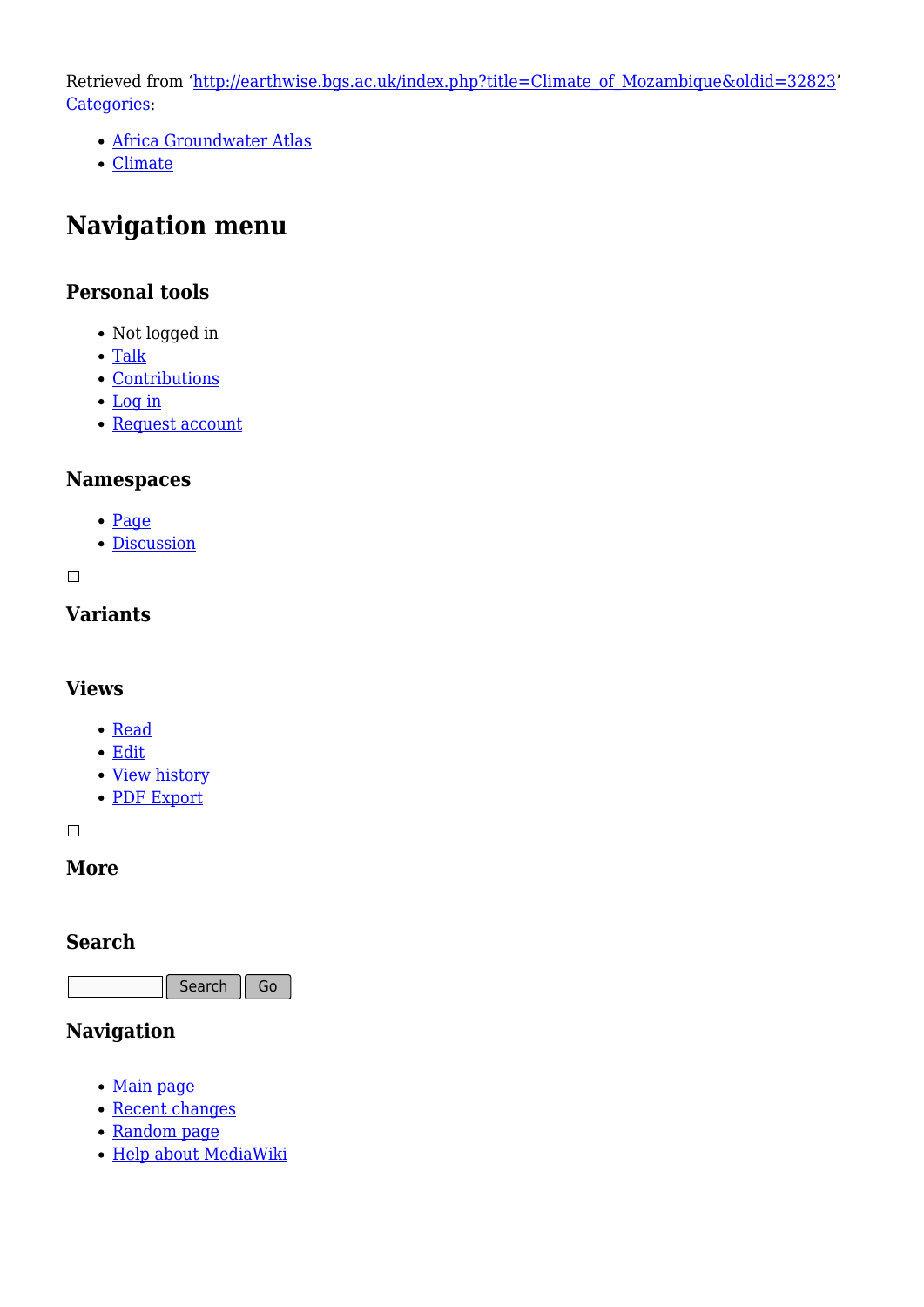Retrieved from 'http://earthwise.bgs.ac.uk/index.php?title=Climate_of_Mozambique&oldid=32823'
Categories:

- Africa Groundwater Atlas
- Climate

# Navigation menu

## Personal tools

- Not logged in
- Talk
- Contributions
- Log in
- Request account

## Namespaces

- Page
- Discussion

## Variants

## Views

- Read
- Edit
- View history
- PDF Export

## More

## Search

Search Go

## Navigation

- Main page
- Recent changes
- Random page
- Help about MediaWiki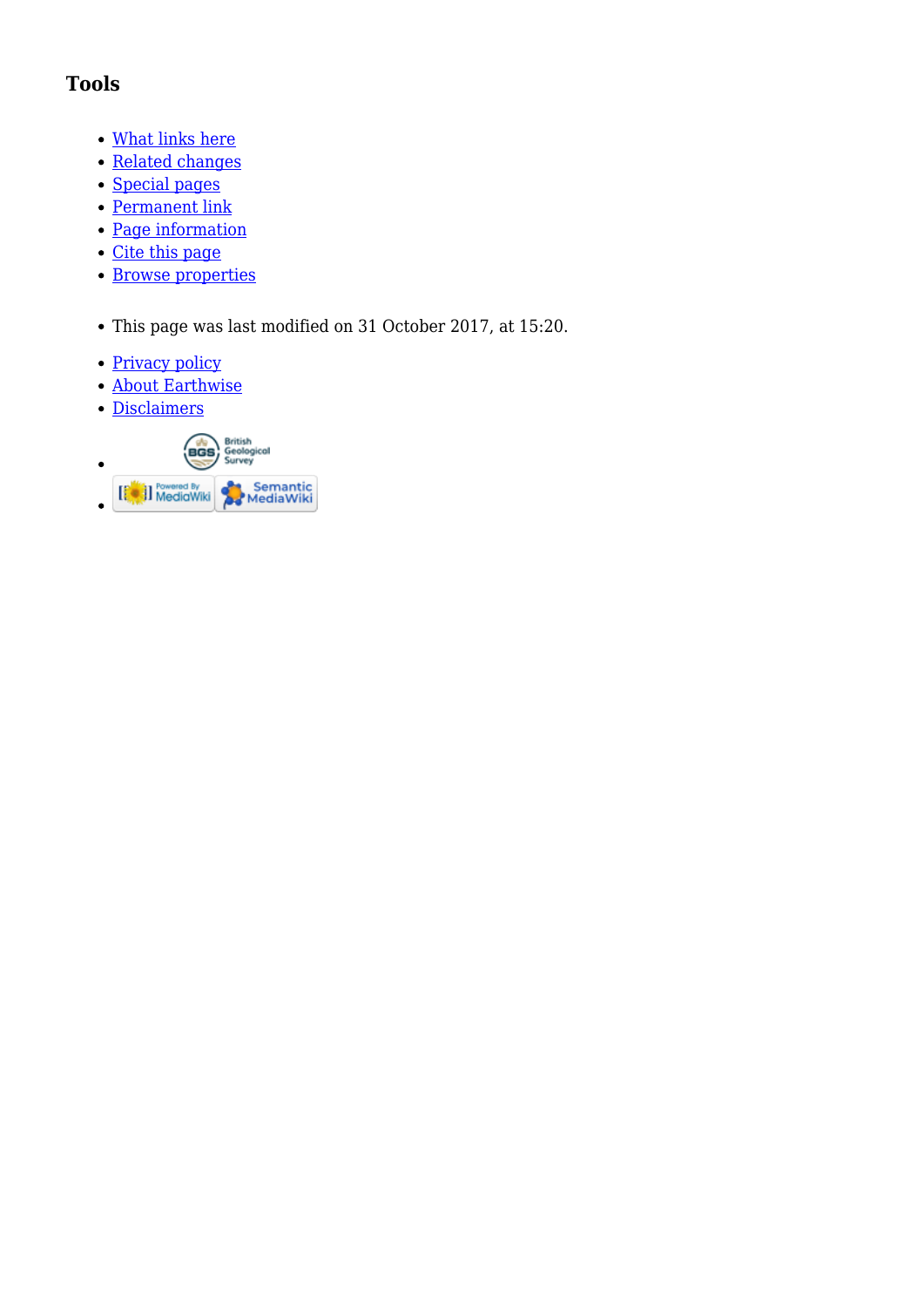### Tools

- What links here
- Related changes
- Special pages
- Permanent link
- Page information
- Cite this page
- Browse properties

- This page was last modified on 31 October 2017, at 15:20.

- Privacy policy
- About Earthwise
- Disclaimers